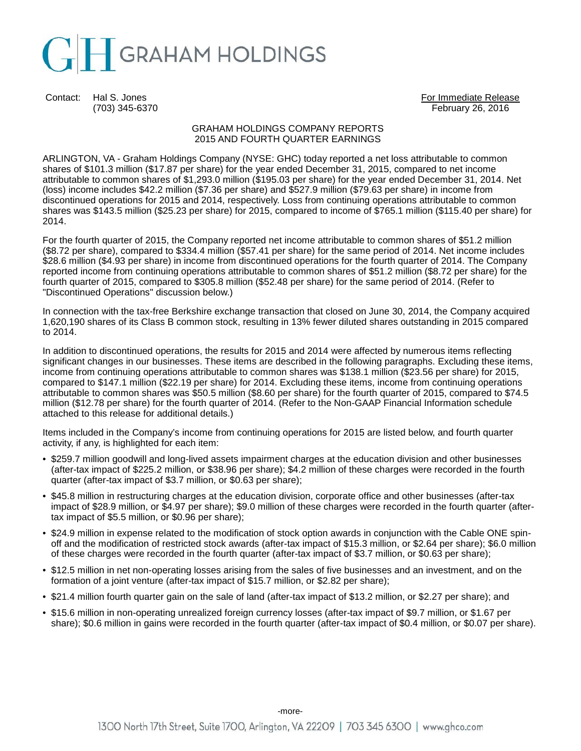GRAHAM HOLDINGS

Contact: Hal S. Jones
(703) 345-6370

For Immediate Release
February 26, 2016

## GRAHAM HOLDINGS COMPANY REPORTS 2015 AND FOURTH QUARTER EARNINGS

ARLINGTON, VA - Graham Holdings Company (NYSE: GHC) today reported a net loss attributable to common shares of $101.3 million ($17.87 per share) for the year ended December 31, 2015, compared to net income attributable to common shares of $1,293.0 million ($195.03 per share) for the year ended December 31, 2014. Net (loss) income includes $42.2 million ($7.36 per share) and $527.9 million ($79.63 per share) in income from discontinued operations for 2015 and 2014, respectively. Loss from continuing operations attributable to common shares was $143.5 million ($25.23 per share) for 2015, compared to income of $765.1 million ($115.40 per share) for 2014.

For the fourth quarter of 2015, the Company reported net income attributable to common shares of $51.2 million ($8.72 per share), compared to $334.4 million ($57.41 per share) for the same period of 2014. Net income includes $28.6 million ($4.93 per share) in income from discontinued operations for the fourth quarter of 2014. The Company reported income from continuing operations attributable to common shares of $51.2 million ($8.72 per share) for the fourth quarter of 2015, compared to $305.8 million ($52.48 per share) for the same period of 2014. (Refer to "Discontinued Operations" discussion below.)

In connection with the tax-free Berkshire exchange transaction that closed on June 30, 2014, the Company acquired 1,620,190 shares of its Class B common stock, resulting in 13% fewer diluted shares outstanding in 2015 compared to 2014.

In addition to discontinued operations, the results for 2015 and 2014 were affected by numerous items reflecting significant changes in our businesses. These items are described in the following paragraphs. Excluding these items, income from continuing operations attributable to common shares was $138.1 million ($23.56 per share) for 2015, compared to $147.1 million ($22.19 per share) for 2014. Excluding these items, income from continuing operations attributable to common shares was $50.5 million ($8.60 per share) for the fourth quarter of 2015, compared to $74.5 million ($12.78 per share) for the fourth quarter of 2014. (Refer to the Non-GAAP Financial Information schedule attached to this release for additional details.)

Items included in the Company's income from continuing operations for 2015 are listed below, and fourth quarter activity, if any, is highlighted for each item:

- $259.7 million goodwill and long-lived assets impairment charges at the education division and other businesses (after-tax impact of $225.2 million, or $38.96 per share); $4.2 million of these charges were recorded in the fourth quarter (after-tax impact of $3.7 million, or $0.63 per share);
- $45.8 million in restructuring charges at the education division, corporate office and other businesses (after-tax impact of $28.9 million, or $4.97 per share); $9.0 million of these charges were recorded in the fourth quarter (after-tax impact of $5.5 million, or $0.96 per share);
- $24.9 million in expense related to the modification of stock option awards in conjunction with the Cable ONE spin-off and the modification of restricted stock awards (after-tax impact of $15.3 million, or $2.64 per share); $6.0 million of these charges were recorded in the fourth quarter (after-tax impact of $3.7 million, or $0.63 per share);
- $12.5 million in net non-operating losses arising from the sales of five businesses and an investment, and on the formation of a joint venture (after-tax impact of $15.7 million, or $2.82 per share);
- $21.4 million fourth quarter gain on the sale of land (after-tax impact of $13.2 million, or $2.27 per share); and
- $15.6 million in non-operating unrealized foreign currency losses (after-tax impact of $9.7 million, or $1.67 per share); $0.6 million in gains were recorded in the fourth quarter (after-tax impact of $0.4 million, or $0.07 per share).

-more-

1300 North 17th Street, Suite 1700, Arlington, VA 22209 | 703 345 6300 | www.ghco.com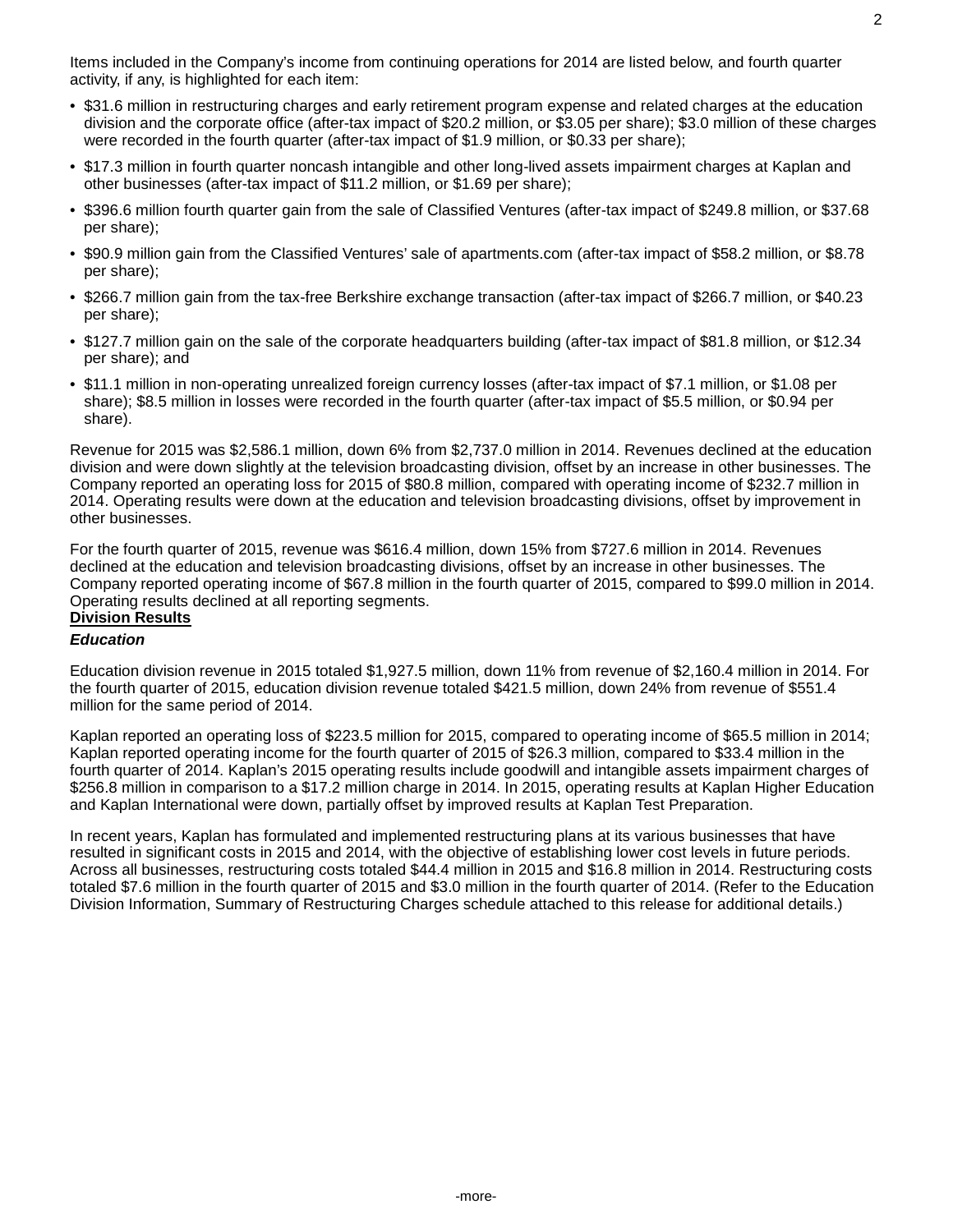Items included in the Company's income from continuing operations for 2014 are listed below, and fourth quarter activity, if any, is highlighted for each item:

- $31.6 million in restructuring charges and early retirement program expense and related charges at the education division and the corporate office (after-tax impact of $20.2 million, or $3.05 per share); $3.0 million of these charges were recorded in the fourth quarter (after-tax impact of $1.9 million, or $0.33 per share);
- $17.3 million in fourth quarter noncash intangible and other long-lived assets impairment charges at Kaplan and other businesses (after-tax impact of $11.2 million, or $1.69 per share);
- $396.6 million fourth quarter gain from the sale of Classified Ventures (after-tax impact of $249.8 million, or $37.68 per share);
- $90.9 million gain from the Classified Ventures' sale of apartments.com (after-tax impact of $58.2 million, or $8.78 per share);
- $266.7 million gain from the tax-free Berkshire exchange transaction (after-tax impact of $266.7 million, or $40.23 per share);
- $127.7 million gain on the sale of the corporate headquarters building (after-tax impact of $81.8 million, or $12.34 per share); and
- $11.1 million in non-operating unrealized foreign currency losses (after-tax impact of $7.1 million, or $1.08 per share); $8.5 million in losses were recorded in the fourth quarter (after-tax impact of $5.5 million, or $0.94 per share).

Revenue for 2015 was $2,586.1 million, down 6% from $2,737.0 million in 2014. Revenues declined at the education division and were down slightly at the television broadcasting division, offset by an increase in other businesses. The Company reported an operating loss for 2015 of $80.8 million, compared with operating income of $232.7 million in 2014. Operating results were down at the education and television broadcasting divisions, offset by improvement in other businesses.

For the fourth quarter of 2015, revenue was $616.4 million, down 15% from $727.6 million in 2014. Revenues declined at the education and television broadcasting divisions, offset by an increase in other businesses. The Company reported operating income of $67.8 million in the fourth quarter of 2015, compared to $99.0 million in 2014. Operating results declined at all reporting segments.

## Division Results

### *Education*

Education division revenue in 2015 totaled $1,927.5 million, down 11% from revenue of $2,160.4 million in 2014. For the fourth quarter of 2015, education division revenue totaled $421.5 million, down 24% from revenue of $551.4 million for the same period of 2014.

Kaplan reported an operating loss of $223.5 million for 2015, compared to operating income of $65.5 million in 2014; Kaplan reported operating income for the fourth quarter of 2015 of $26.3 million, compared to $33.4 million in the fourth quarter of 2014. Kaplan's 2015 operating results include goodwill and intangible assets impairment charges of $256.8 million in comparison to a $17.2 million charge in 2014. In 2015, operating results at Kaplan Higher Education and Kaplan International were down, partially offset by improved results at Kaplan Test Preparation.

In recent years, Kaplan has formulated and implemented restructuring plans at its various businesses that have resulted in significant costs in 2015 and 2014, with the objective of establishing lower cost levels in future periods. Across all businesses, restructuring costs totaled $44.4 million in 2015 and $16.8 million in 2014. Restructuring costs totaled $7.6 million in the fourth quarter of 2015 and $3.0 million in the fourth quarter of 2014. (Refer to the Education Division Information, Summary of Restructuring Charges schedule attached to this release for additional details.)

-more-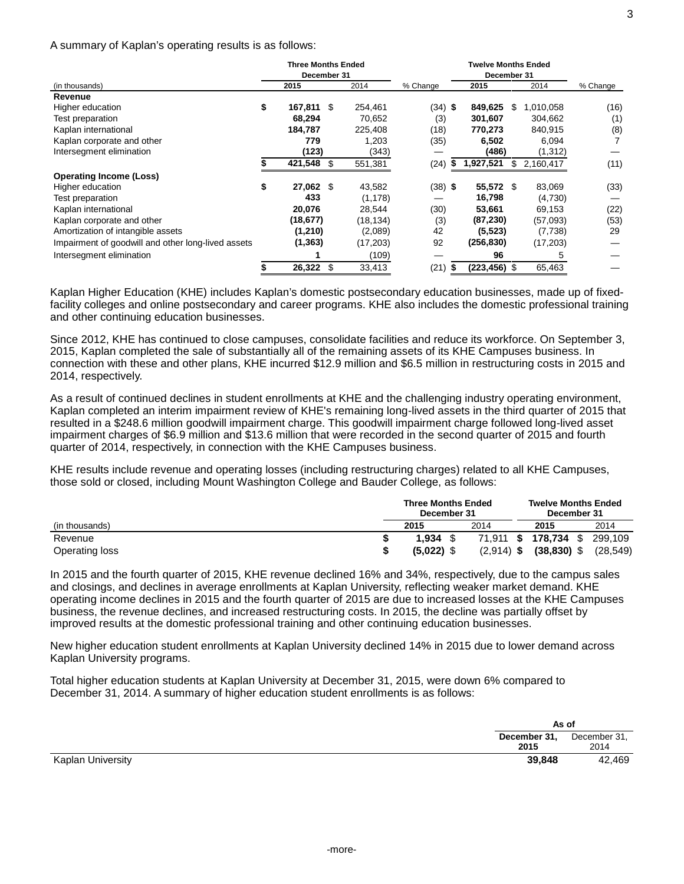A summary of Kaplan's operating results is as follows:

| (in thousands) | Three Months Ended December 31 2015 | 2014 | % Change | Twelve Months Ended December 31 2015 | 2014 | % Change |
|---|---|---|---|---|---|---|
| **Revenue** | | | | | | |
| Higher education | $ 167,811 | $ 254,461 | (34) | $ 849,625 | $ 1,010,058 | (16) |
| Test preparation | 68,294 | 70,652 | (3) | 301,607 | 304,662 | (1) |
| Kaplan international | 184,787 | 225,408 | (18) | 770,273 | 840,915 | (8) |
| Kaplan corporate and other | 779 | 1,203 | (35) | 6,502 | 6,094 | 7 |
| Intersegment elimination | (123) | (343) | — | (486) | (1,312) | — |
| | $ 421,548 | $ 551,381 | (24) | $ 1,927,521 | $ 2,160,417 | (11) |
| **Operating Income (Loss)** | | | | | | |
| Higher education | $ 27,062 | $ 43,582 | (38) | $ 55,572 | $ 83,069 | (33) |
| Test preparation | 433 | (1,178) | — | 16,798 | (4,730) | — |
| Kaplan international | 20,076 | 28,544 | (30) | 53,661 | 69,153 | (22) |
| Kaplan corporate and other | (18,677) | (18,134) | (3) | (87,230) | (57,093) | (53) |
| Amortization of intangible assets | (1,210) | (2,089) | 42 | (5,523) | (7,738) | 29 |
| Impairment of goodwill and other long-lived assets | (1,363) | (17,203) | 92 | (256,830) | (17,203) | — |
| Intersegment elimination | 1 | (109) | — | 96 | 5 | — |
| | $ 26,322 | $ 33,413 | (21) | $ (223,456) | $ 65,463 | — |

Kaplan Higher Education (KHE) includes Kaplan's domestic postsecondary education businesses, made up of fixed-facility colleges and online postsecondary and career programs. KHE also includes the domestic professional training and other continuing education businesses.

Since 2012, KHE has continued to close campuses, consolidate facilities and reduce its workforce. On September 3, 2015, Kaplan completed the sale of substantially all of the remaining assets of its KHE Campuses business. In connection with these and other plans, KHE incurred $12.9 million and $6.5 million in restructuring costs in 2015 and 2014, respectively.

As a result of continued declines in student enrollments at KHE and the challenging industry operating environment, Kaplan completed an interim impairment review of KHE's remaining long-lived assets in the third quarter of 2015 that resulted in a $248.6 million goodwill impairment charge. This goodwill impairment charge followed long-lived asset impairment charges of $6.9 million and $13.6 million that were recorded in the second quarter of 2015 and fourth quarter of 2014, respectively, in connection with the KHE Campuses business.

KHE results include revenue and operating losses (including restructuring charges) related to all KHE Campuses, those sold or closed, including Mount Washington College and Bauder College, as follows:

| (in thousands) | Three Months Ended December 31 2015 | 2014 | Twelve Months Ended December 31 2015 | 2014 |
|---|---|---|---|---|
| Revenue | $ 1,934 | $ 71,911 | $ 178,734 | $ 299,109 |
| Operating loss | $ (5,022) | $ (2,914) | $ (38,830) | $ (28,549) |

In 2015 and the fourth quarter of 2015, KHE revenue declined 16% and 34%, respectively, due to the campus sales and closings, and declines in average enrollments at Kaplan University, reflecting weaker market demand. KHE operating income declines in 2015 and the fourth quarter of 2015 are due to increased losses at the KHE Campuses business, the revenue declines, and increased restructuring costs. In 2015, the decline was partially offset by improved results at the domestic professional training and other continuing education businesses.

New higher education student enrollments at Kaplan University declined 14% in 2015 due to lower demand across Kaplan University programs.

Total higher education students at Kaplan University at December 31, 2015, were down 6% compared to December 31, 2014. A summary of higher education student enrollments is as follows:

| | As of December 31, 2015 | December 31, 2014 |
|---|---|---|
| Kaplan University | 39,848 | 42,469 |

-more-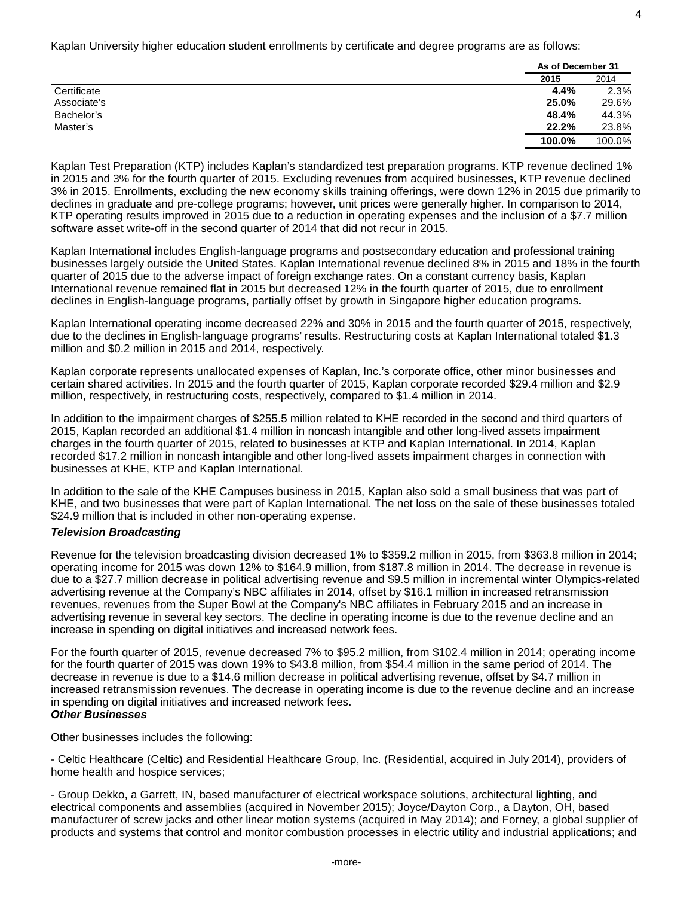Kaplan University higher education student enrollments by certificate and degree programs are as follows:

| | As of December 31 | |
|---|---|---|
| | **2015** | 2014 |
| Certificate | **4.4%** | 2.3% |
| Associate's | **25.0%** | 29.6% |
| Bachelor's | **48.4%** | 44.3% |
| Master's | **22.2%** | 23.8% |
| | **100.0%** | 100.0% |

Kaplan Test Preparation (KTP) includes Kaplan's standardized test preparation programs. KTP revenue declined 1% in 2015 and 3% for the fourth quarter of 2015. Excluding revenues from acquired businesses, KTP revenue declined 3% in 2015. Enrollments, excluding the new economy skills training offerings, were down 12% in 2015 due primarily to declines in graduate and pre-college programs; however, unit prices were generally higher. In comparison to 2014, KTP operating results improved in 2015 due to a reduction in operating expenses and the inclusion of a $7.7 million software asset write-off in the second quarter of 2014 that did not recur in 2015.

Kaplan International includes English-language programs and postsecondary education and professional training businesses largely outside the United States. Kaplan International revenue declined 8% in 2015 and 18% in the fourth quarter of 2015 due to the adverse impact of foreign exchange rates. On a constant currency basis, Kaplan International revenue remained flat in 2015 but decreased 12% in the fourth quarter of 2015, due to enrollment declines in English-language programs, partially offset by growth in Singapore higher education programs.

Kaplan International operating income decreased 22% and 30% in 2015 and the fourth quarter of 2015, respectively, due to the declines in English-language programs' results. Restructuring costs at Kaplan International totaled $1.3 million and $0.2 million in 2015 and 2014, respectively.

Kaplan corporate represents unallocated expenses of Kaplan, Inc.'s corporate office, other minor businesses and certain shared activities. In 2015 and the fourth quarter of 2015, Kaplan corporate recorded $29.4 million and $2.9 million, respectively, in restructuring costs, respectively, compared to $1.4 million in 2014.

In addition to the impairment charges of $255.5 million related to KHE recorded in the second and third quarters of 2015, Kaplan recorded an additional $1.4 million in noncash intangible and other long-lived assets impairment charges in the fourth quarter of 2015, related to businesses at KTP and Kaplan International. In 2014, Kaplan recorded $17.2 million in noncash intangible and other long-lived assets impairment charges in connection with businesses at KHE, KTP and Kaplan International.

In addition to the sale of the KHE Campuses business in 2015, Kaplan also sold a small business that was part of KHE, and two businesses that were part of Kaplan International. The net loss on the sale of these businesses totaled $24.9 million that is included in other non-operating expense.

***Television Broadcasting***

Revenue for the television broadcasting division decreased 1% to $359.2 million in 2015, from $363.8 million in 2014; operating income for 2015 was down 12% to $164.9 million, from $187.8 million in 2014. The decrease in revenue is due to a $27.7 million decrease in political advertising revenue and $9.5 million in incremental winter Olympics-related advertising revenue at the Company's NBC affiliates in 2014, offset by $16.1 million in increased retransmission revenues, revenues from the Super Bowl at the Company's NBC affiliates in February 2015 and an increase in advertising revenue in several key sectors. The decline in operating income is due to the revenue decline and an increase in spending on digital initiatives and increased network fees.

For the fourth quarter of 2015, revenue decreased 7% to $95.2 million, from $102.4 million in 2014; operating income for the fourth quarter of 2015 was down 19% to $43.8 million, from $54.4 million in the same period of 2014. The decrease in revenue is due to a $14.6 million decrease in political advertising revenue, offset by $4.7 million in increased retransmission revenues. The decrease in operating income is due to the revenue decline and an increase in spending on digital initiatives and increased network fees.

***Other Businesses***

Other businesses includes the following:

- Celtic Healthcare (Celtic) and Residential Healthcare Group, Inc. (Residential, acquired in July 2014), providers of home health and hospice services;

- Group Dekko, a Garrett, IN, based manufacturer of electrical workspace solutions, architectural lighting, and electrical components and assemblies (acquired in November 2015); Joyce/Dayton Corp., a Dayton, OH, based manufacturer of screw jacks and other linear motion systems (acquired in May 2014); and Forney, a global supplier of products and systems that control and monitor combustion processes in electric utility and industrial applications; and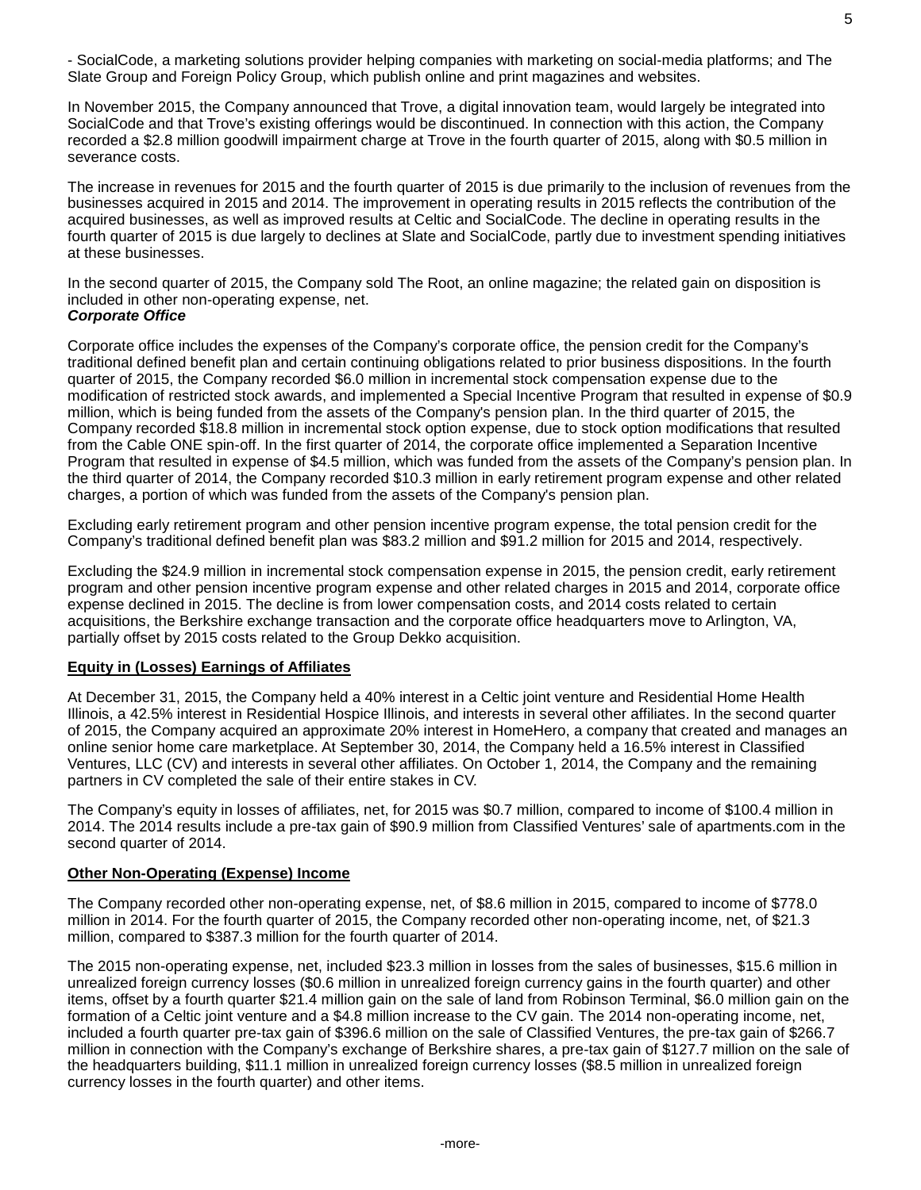- SocialCode, a marketing solutions provider helping companies with marketing on social-media platforms; and The Slate Group and Foreign Policy Group, which publish online and print magazines and websites.

In November 2015, the Company announced that Trove, a digital innovation team, would largely be integrated into SocialCode and that Trove's existing offerings would be discontinued. In connection with this action, the Company recorded a $2.8 million goodwill impairment charge at Trove in the fourth quarter of 2015, along with $0.5 million in severance costs.

The increase in revenues for 2015 and the fourth quarter of 2015 is due primarily to the inclusion of revenues from the businesses acquired in 2015 and 2014. The improvement in operating results in 2015 reflects the contribution of the acquired businesses, as well as improved results at Celtic and SocialCode. The decline in operating results in the fourth quarter of 2015 is due largely to declines at Slate and SocialCode, partly due to investment spending initiatives at these businesses.

In the second quarter of 2015, the Company sold The Root, an online magazine; the related gain on disposition is included in other non-operating expense, net.

***Corporate Office***

Corporate office includes the expenses of the Company's corporate office, the pension credit for the Company's traditional defined benefit plan and certain continuing obligations related to prior business dispositions. In the fourth quarter of 2015, the Company recorded $6.0 million in incremental stock compensation expense due to the modification of restricted stock awards, and implemented a Special Incentive Program that resulted in expense of $0.9 million, which is being funded from the assets of the Company's pension plan. In the third quarter of 2015, the Company recorded $18.8 million in incremental stock option expense, due to stock option modifications that resulted from the Cable ONE spin-off. In the first quarter of 2014, the corporate office implemented a Separation Incentive Program that resulted in expense of $4.5 million, which was funded from the assets of the Company's pension plan. In the third quarter of 2014, the Company recorded $10.3 million in early retirement program expense and other related charges, a portion of which was funded from the assets of the Company's pension plan.

Excluding early retirement program and other pension incentive program expense, the total pension credit for the Company's traditional defined benefit plan was $83.2 million and $91.2 million for 2015 and 2014, respectively.

Excluding the $24.9 million in incremental stock compensation expense in 2015, the pension credit, early retirement program and other pension incentive program expense and other related charges in 2015 and 2014, corporate office expense declined in 2015. The decline is from lower compensation costs, and 2014 costs related to certain acquisitions, the Berkshire exchange transaction and the corporate office headquarters move to Arlington, VA, partially offset by 2015 costs related to the Group Dekko acquisition.

## Equity in (Losses) Earnings of Affiliates

At December 31, 2015, the Company held a 40% interest in a Celtic joint venture and Residential Home Health Illinois, a 42.5% interest in Residential Hospice Illinois, and interests in several other affiliates. In the second quarter of 2015, the Company acquired an approximate 20% interest in HomeHero, a company that created and manages an online senior home care marketplace. At September 30, 2014, the Company held a 16.5% interest in Classified Ventures, LLC (CV) and interests in several other affiliates. On October 1, 2014, the Company and the remaining partners in CV completed the sale of their entire stakes in CV.

The Company's equity in losses of affiliates, net, for 2015 was $0.7 million, compared to income of $100.4 million in 2014. The 2014 results include a pre-tax gain of $90.9 million from Classified Ventures' sale of apartments.com in the second quarter of 2014.

## Other Non-Operating (Expense) Income

The Company recorded other non-operating expense, net, of $8.6 million in 2015, compared to income of $778.0 million in 2014. For the fourth quarter of 2015, the Company recorded other non-operating income, net, of $21.3 million, compared to $387.3 million for the fourth quarter of 2014.

The 2015 non-operating expense, net, included $23.3 million in losses from the sales of businesses, $15.6 million in unrealized foreign currency losses ($0.6 million in unrealized foreign currency gains in the fourth quarter) and other items, offset by a fourth quarter $21.4 million gain on the sale of land from Robinson Terminal, $6.0 million gain on the formation of a Celtic joint venture and a $4.8 million increase to the CV gain. The 2014 non-operating income, net, included a fourth quarter pre-tax gain of $396.6 million on the sale of Classified Ventures, the pre-tax gain of $266.7 million in connection with the Company's exchange of Berkshire shares, a pre-tax gain of $127.7 million on the sale of the headquarters building, $11.1 million in unrealized foreign currency losses ($8.5 million in unrealized foreign currency losses in the fourth quarter) and other items.

-more-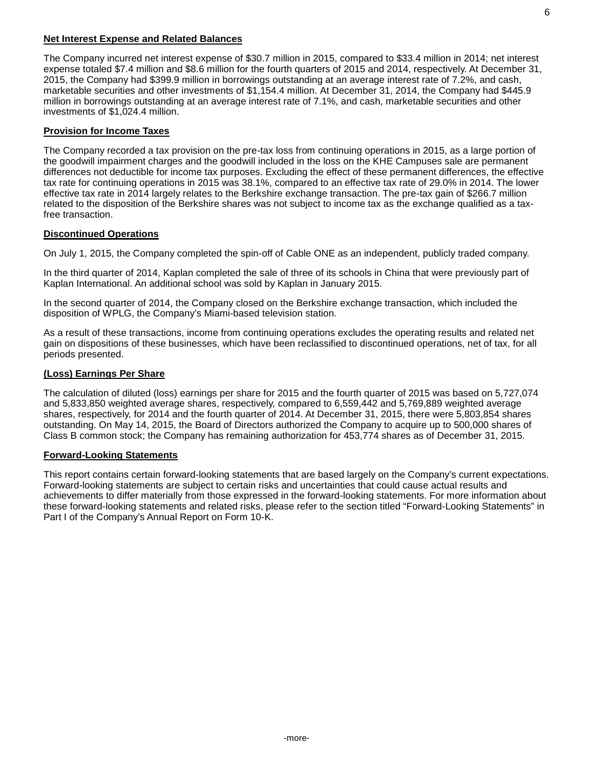## Net Interest Expense and Related Balances

The Company incurred net interest expense of $30.7 million in 2015, compared to $33.4 million in 2014; net interest expense totaled $7.4 million and $8.6 million for the fourth quarters of 2015 and 2014, respectively. At December 31, 2015, the Company had $399.9 million in borrowings outstanding at an average interest rate of 7.2%, and cash, marketable securities and other investments of $1,154.4 million. At December 31, 2014, the Company had $445.9 million in borrowings outstanding at an average interest rate of 7.1%, and cash, marketable securities and other investments of $1,024.4 million.

## Provision for Income Taxes

The Company recorded a tax provision on the pre-tax loss from continuing operations in 2015, as a large portion of the goodwill impairment charges and the goodwill included in the loss on the KHE Campuses sale are permanent differences not deductible for income tax purposes. Excluding the effect of these permanent differences, the effective tax rate for continuing operations in 2015 was 38.1%, compared to an effective tax rate of 29.0% in 2014. The lower effective tax rate in 2014 largely relates to the Berkshire exchange transaction. The pre-tax gain of $266.7 million related to the disposition of the Berkshire shares was not subject to income tax as the exchange qualified as a tax-free transaction.

## Discontinued Operations

On July 1, 2015, the Company completed the spin-off of Cable ONE as an independent, publicly traded company.

In the third quarter of 2014, Kaplan completed the sale of three of its schools in China that were previously part of Kaplan International. An additional school was sold by Kaplan in January 2015.

In the second quarter of 2014, the Company closed on the Berkshire exchange transaction, which included the disposition of WPLG, the Company's Miami-based television station.

As a result of these transactions, income from continuing operations excludes the operating results and related net gain on dispositions of these businesses, which have been reclassified to discontinued operations, net of tax, for all periods presented.

## (Loss) Earnings Per Share

The calculation of diluted (loss) earnings per share for 2015 and the fourth quarter of 2015 was based on 5,727,074 and 5,833,850 weighted average shares, respectively, compared to 6,559,442 and 5,769,889 weighted average shares, respectively, for 2014 and the fourth quarter of 2014. At December 31, 2015, there were 5,803,854 shares outstanding. On May 14, 2015, the Board of Directors authorized the Company to acquire up to 500,000 shares of Class B common stock; the Company has remaining authorization for 453,774 shares as of December 31, 2015.

## Forward-Looking Statements

This report contains certain forward-looking statements that are based largely on the Company's current expectations. Forward-looking statements are subject to certain risks and uncertainties that could cause actual results and achievements to differ materially from those expressed in the forward-looking statements. For more information about these forward-looking statements and related risks, please refer to the section titled "Forward-Looking Statements" in Part I of the Company's Annual Report on Form 10-K.

-more-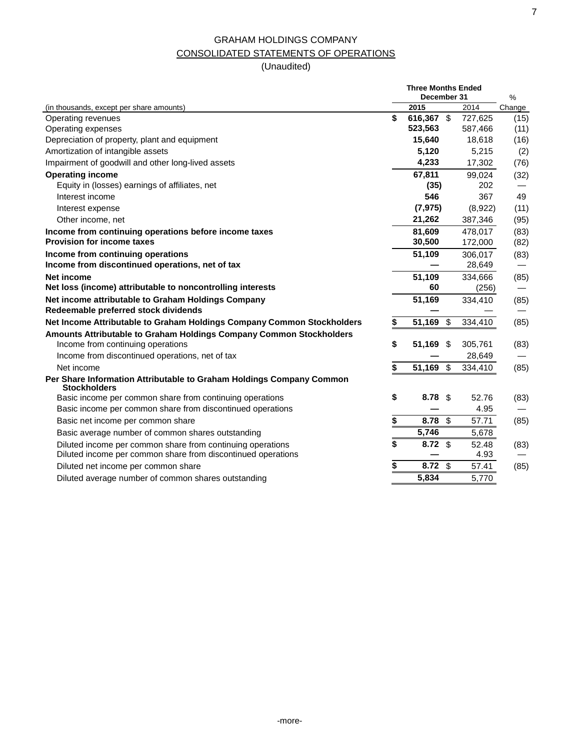GRAHAM HOLDINGS COMPANY

CONSOLIDATED STATEMENTS OF OPERATIONS

(Unaudited)

| (in thousands, except per share amounts) | Three Months Ended December 31 2015 | 2014 | % Change |
|---|---|---|---|
| Operating revenues | $ 616,367 | $ 727,625 | (15) |
| Operating expenses | 523,563 | 587,466 | (11) |
| Depreciation of property, plant and equipment | 15,640 | 18,618 | (16) |
| Amortization of intangible assets | 5,120 | 5,215 | (2) |
| Impairment of goodwill and other long-lived assets | 4,233 | 17,302 | (76) |
| **Operating income** | 67,811 | 99,024 | (32) |
| Equity in (losses) earnings of affiliates, net | (35) | 202 | — |
| Interest income | 546 | 367 | 49 |
| Interest expense | (7,975) | (8,922) | (11) |
| Other income, net | 21,262 | 387,346 | (95) |
| **Income from continuing operations before income taxes** | 81,609 | 478,017 | (83) |
| **Provision for income taxes** | 30,500 | 172,000 | (82) |
| **Income from continuing operations** | 51,109 | 306,017 | (83) |
| **Income from discontinued operations, net of tax** | — | 28,649 | — |
| **Net income** | 51,109 | 334,666 | (85) |
| **Net loss (income) attributable to noncontrolling interests** | 60 | (256) | — |
| **Net income attributable to Graham Holdings Company** | 51,169 | 334,410 | (85) |
| **Redeemable preferred stock dividends** | — | — | — |
| **Net Income Attributable to Graham Holdings Company Common Stockholders** | $ 51,169 | $ 334,410 | (85) |
| **Amounts Attributable to Graham Holdings Company Common Stockholders** | | | |
| Income from continuing operations | $ 51,169 | $ 305,761 | (83) |
| Income from discontinued operations, net of tax | — | 28,649 | — |
| Net income | $ 51,169 | $ 334,410 | (85) |
| **Per Share Information Attributable to Graham Holdings Company Common Stockholders** | | | |
| Basic income per common share from continuing operations | $ 8.78 | $ 52.76 | (83) |
| Basic income per common share from discontinued operations | — | 4.95 | — |
| Basic net income per common share | $ 8.78 | $ 57.71 | (85) |
| Basic average number of common shares outstanding | 5,746 | 5,678 | |
| Diluted income per common share from continuing operations | $ 8.72 | $ 52.48 | (83) |
| Diluted income per common share from discontinued operations | — | 4.93 | — |
| Diluted net income per common share | $ 8.72 | $ 57.41 | (85) |
| Diluted average number of common shares outstanding | 5,834 | 5,770 | |

-more-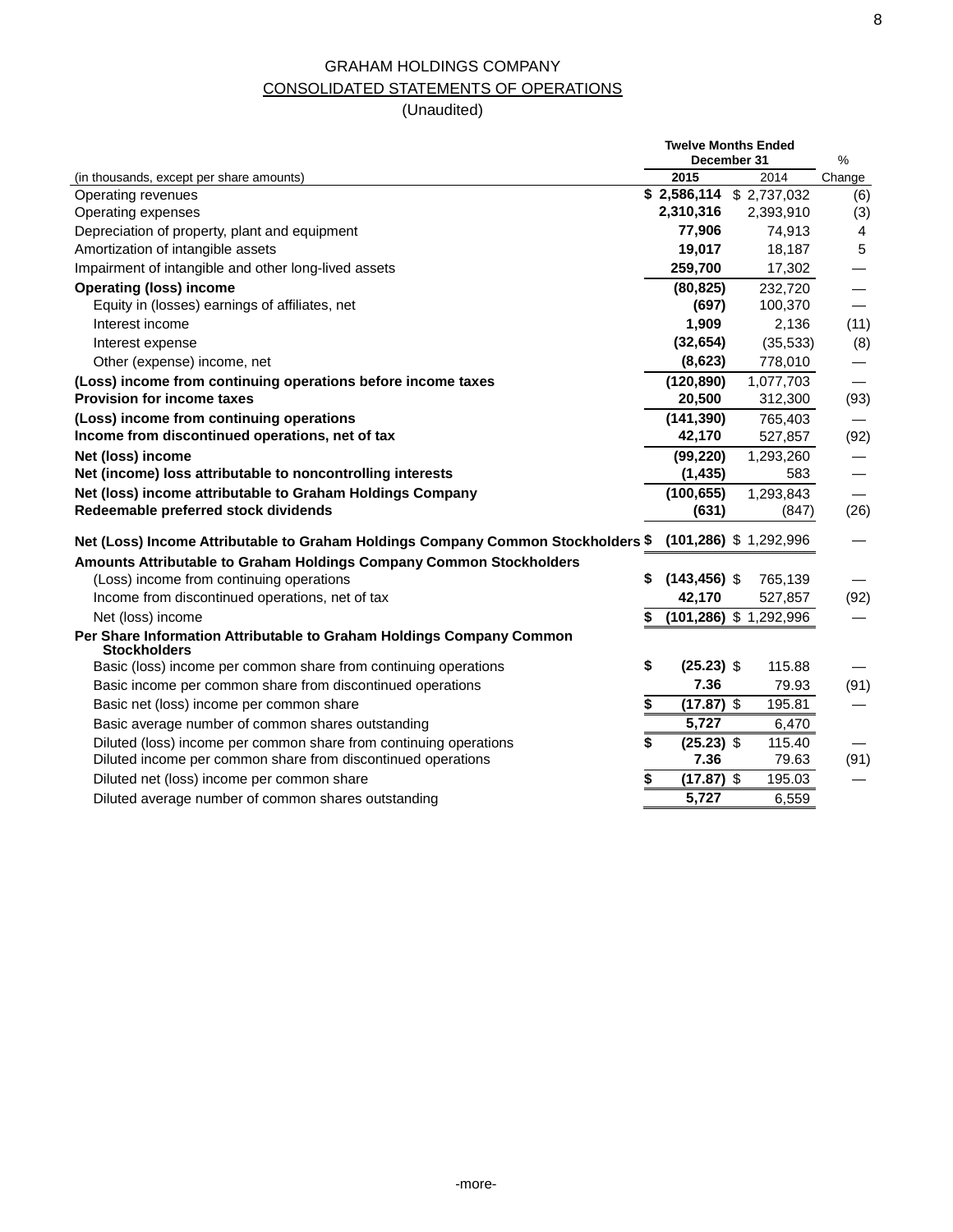GRAHAM HOLDINGS COMPANY

CONSOLIDATED STATEMENTS OF OPERATIONS

(Unaudited)

| (in thousands, except per share amounts) | Twelve Months Ended December 31 2015 | 2014 | % Change |
|---|---|---|---|
| Operating revenues | $ 2,586,114 | $ 2,737,032 | (6) |
| Operating expenses | 2,310,316 | 2,393,910 | (3) |
| Depreciation of property, plant and equipment | 77,906 | 74,913 | 4 |
| Amortization of intangible assets | 19,017 | 18,187 | 5 |
| Impairment of intangible and other long-lived assets | 259,700 | 17,302 | — |
| **Operating (loss) income** | (80,825) | 232,720 | — |
| Equity in (losses) earnings of affiliates, net | (697) | 100,370 | — |
| Interest income | 1,909 | 2,136 | (11) |
| Interest expense | (32,654) | (35,533) | (8) |
| Other (expense) income, net | (8,623) | 778,010 | — |
| **(Loss) income from continuing operations before income taxes** | (120,890) | 1,077,703 | — |
| **Provision for income taxes** | 20,500 | 312,300 | (93) |
| **(Loss) income from continuing operations** | (141,390) | 765,403 | — |
| **Income from discontinued operations, net of tax** | 42,170 | 527,857 | (92) |
| **Net (loss) income** | (99,220) | 1,293,260 | — |
| **Net (income) loss attributable to noncontrolling interests** | (1,435) | 583 | — |
| **Net (loss) income attributable to Graham Holdings Company** | (100,655) | 1,293,843 | — |
| **Redeemable preferred stock dividends** | (631) | (847) | (26) |
| **Net (Loss) Income Attributable to Graham Holdings Company Common Stockholders** | $ (101,286) | $ 1,292,996 | — |
| **Amounts Attributable to Graham Holdings Company Common Stockholders** | | | |
| (Loss) income from continuing operations | $ (143,456) | $ 765,139 | — |
| Income from discontinued operations, net of tax | 42,170 | 527,857 | (92) |
| Net (loss) income | $ (101,286) | $ 1,292,996 | — |
| **Per Share Information Attributable to Graham Holdings Company Common Stockholders** | | | |
| Basic (loss) income per common share from continuing operations | $ (25.23) | $ 115.88 | — |
| Basic income per common share from discontinued operations | 7.36 | 79.93 | (91) |
| Basic net (loss) income per common share | $ (17.87) | $ 195.81 | — |
| Basic average number of common shares outstanding | 5,727 | 6,470 | |
| Diluted (loss) income per common share from continuing operations | $ (25.23) | $ 115.40 | — |
| Diluted income per common share from discontinued operations | 7.36 | 79.63 | (91) |
| Diluted net (loss) income per common share | $ (17.87) | $ 195.03 | — |
| Diluted average number of common shares outstanding | 5,727 | 6,559 | |

-more-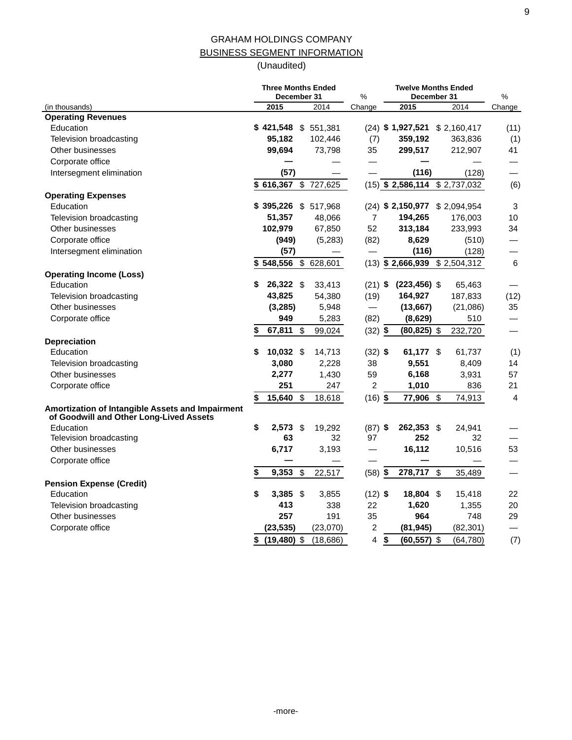GRAHAM HOLDINGS COMPANY

BUSINESS SEGMENT INFORMATION

(Unaudited)

| (in thousands) | Three Months Ended December 31 2015 | Three Months Ended December 31 2014 | % Change | Twelve Months Ended December 31 2015 | Twelve Months Ended December 31 2014 | % Change |
|---|---|---|---|---|---|---|
| **Operating Revenues** | | | | | | |
| Education | **$ 421,548** | $ 551,381 | (24) | **$ 1,927,521** | $ 2,160,417 | (11) |
| Television broadcasting | **95,182** | 102,446 | (7) | **359,192** | 363,836 | (1) |
| Other businesses | **99,694** | 73,798 | 35 | **299,517** | 212,907 | 41 |
| Corporate office | **—** | — | — | **—** | — | — |
| Intersegment elimination | **(57)** | — | — | **(116)** | (128) | — |
| | **$ 616,367** | $ 727,625 | (15) | **$ 2,586,114** | $ 2,737,032 | (6) |
| **Operating Expenses** | | | | | | |
| Education | **$ 395,226** | $ 517,968 | (24) | **$ 2,150,977** | $ 2,094,954 | 3 |
| Television broadcasting | **51,357** | 48,066 | 7 | **194,265** | 176,003 | 10 |
| Other businesses | **102,979** | 67,850 | 52 | **313,184** | 233,993 | 34 |
| Corporate office | **(949)** | (5,283) | (82) | **8,629** | (510) | — |
| Intersegment elimination | **(57)** | — | — | **(116)** | (128) | — |
| | **$ 548,556** | $ 628,601 | (13) | **$ 2,666,939** | $ 2,504,312 | 6 |
| **Operating Income (Loss)** | | | | | | |
| Education | **$ 26,322** | $ 33,413 | (21) | **$ (223,456)** | $ 65,463 | — |
| Television broadcasting | **43,825** | 54,380 | (19) | **164,927** | 187,833 | (12) |
| Other businesses | **(3,285)** | 5,948 | — | **(13,667)** | (21,086) | 35 |
| Corporate office | **949** | 5,283 | (82) | **(8,629)** | 510 | — |
| | **$ 67,811** | $ 99,024 | (32) | **$ (80,825)** | $ 232,720 | — |
| **Depreciation** | | | | | | |
| Education | **$ 10,032** | $ 14,713 | (32) | **$ 61,177** | $ 61,737 | (1) |
| Television broadcasting | **3,080** | 2,228 | 38 | **9,551** | 8,409 | 14 |
| Other businesses | **2,277** | 1,430 | 59 | **6,168** | 3,931 | 57 |
| Corporate office | **251** | 247 | 2 | **1,010** | 836 | 21 |
| | **$ 15,640** | $ 18,618 | (16) | **$ 77,906** | $ 74,913 | 4 |
| **Amortization of Intangible Assets and Impairment of Goodwill and Other Long-Lived Assets** | | | | | | |
| Education | **$ 2,573** | $ 19,292 | (87) | **$ 262,353** | $ 24,941 | — |
| Television broadcasting | **63** | 32 | 97 | **252** | 32 | — |
| Other businesses | **6,717** | 3,193 | — | **16,112** | 10,516 | 53 |
| Corporate office | **—** | — | — | **—** | — | — |
| | **$ 9,353** | $ 22,517 | (58) | **$ 278,717** | $ 35,489 | — |
| **Pension Expense (Credit)** | | | | | | |
| Education | **$ 3,385** | $ 3,855 | (12) | **$ 18,804** | $ 15,418 | 22 |
| Television broadcasting | **413** | 338 | 22 | **1,620** | 1,355 | 20 |
| Other businesses | **257** | 191 | 35 | **964** | 748 | 29 |
| Corporate office | **(23,535)** | (23,070) | 2 | **(81,945)** | (82,301) | — |
| | **$ (19,480)** | $ (18,686) | 4 | **$ (60,557)** | $ (64,780) | (7) |

-more-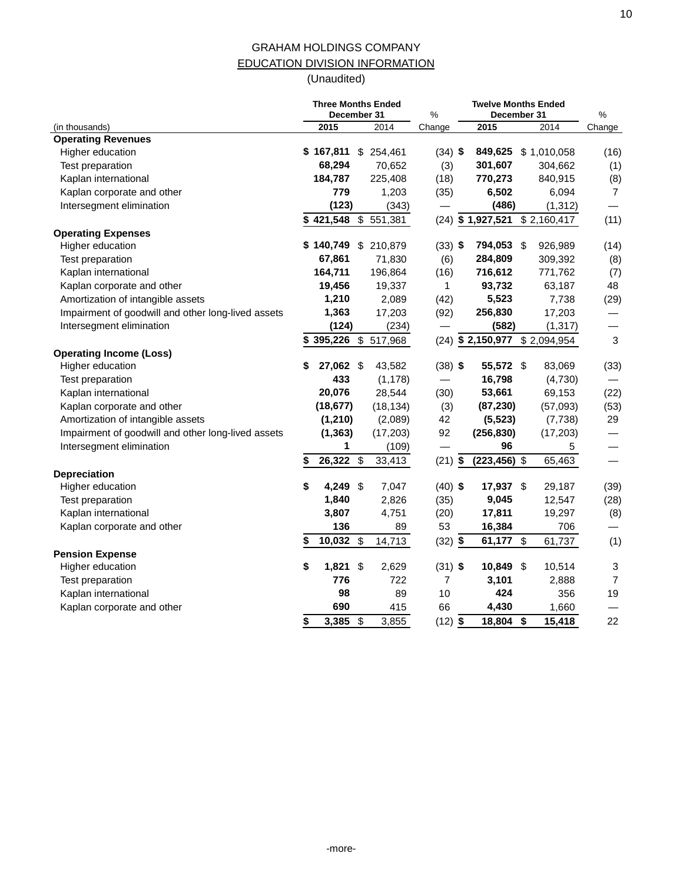# GRAHAM HOLDINGS COMPANY

## EDUCATION DIVISION INFORMATION

(Unaudited)

| (in thousands) | Three Months Ended December 31 2015 | Three Months Ended December 31 2014 | % Change | Twelve Months Ended December 31 2015 | Twelve Months Ended December 31 2014 | % Change |
|---|---|---|---|---|---|---|
| **Operating Revenues** | | | | | | |
| Higher education | **$ 167,811** | $ 254,461 | (34) | **$ 849,625** | $ 1,010,058 | (16) |
| Test preparation | **68,294** | 70,652 | (3) | **301,607** | 304,662 | (1) |
| Kaplan international | **184,787** | 225,408 | (18) | **770,273** | 840,915 | (8) |
| Kaplan corporate and other | **779** | 1,203 | (35) | **6,502** | 6,094 | 7 |
| Intersegment elimination | **(123)** | (343) | — | **(486)** | (1,312) | — |
| | **$ 421,548** | $ 551,381 | (24) | **$ 1,927,521** | $ 2,160,417 | (11) |
| **Operating Expenses** | | | | | | |
| Higher education | **$ 140,749** | $ 210,879 | (33) | **$ 794,053** | $ 926,989 | (14) |
| Test preparation | **67,861** | 71,830 | (6) | **284,809** | 309,392 | (8) |
| Kaplan international | **164,711** | 196,864 | (16) | **716,612** | 771,762 | (7) |
| Kaplan corporate and other | **19,456** | 19,337 | 1 | **93,732** | 63,187 | 48 |
| Amortization of intangible assets | **1,210** | 2,089 | (42) | **5,523** | 7,738 | (29) |
| Impairment of goodwill and other long-lived assets | **1,363** | 17,203 | (92) | **256,830** | 17,203 | — |
| Intersegment elimination | **(124)** | (234) | — | **(582)** | (1,317) | — |
| | **$ 395,226** | $ 517,968 | (24) | **$ 2,150,977** | $ 2,094,954 | 3 |
| **Operating Income (Loss)** | | | | | | |
| Higher education | **$ 27,062** | $ 43,582 | (38) | **$ 55,572** | $ 83,069 | (33) |
| Test preparation | **433** | (1,178) | — | **16,798** | (4,730) | — |
| Kaplan international | **20,076** | 28,544 | (30) | **53,661** | 69,153 | (22) |
| Kaplan corporate and other | **(18,677)** | (18,134) | (3) | **(87,230)** | (57,093) | (53) |
| Amortization of intangible assets | **(1,210)** | (2,089) | 42 | **(5,523)** | (7,738) | 29 |
| Impairment of goodwill and other long-lived assets | **(1,363)** | (17,203) | 92 | **(256,830)** | (17,203) | — |
| Intersegment elimination | **1** | (109) | — | **96** | 5 | — |
| | **$ 26,322** | $ 33,413 | (21) | **$ (223,456)** | $ 65,463 | — |
| **Depreciation** | | | | | | |
| Higher education | **$ 4,249** | $ 7,047 | (40) | **$ 17,937** | $ 29,187 | (39) |
| Test preparation | **1,840** | 2,826 | (35) | **9,045** | 12,547 | (28) |
| Kaplan international | **3,807** | 4,751 | (20) | **17,811** | 19,297 | (8) |
| Kaplan corporate and other | **136** | 89 | 53 | **16,384** | 706 | — |
| | **$ 10,032** | $ 14,713 | (32) | **$ 61,177** | $ 61,737 | (1) |
| **Pension Expense** | | | | | | |
| Higher education | **$ 1,821** | $ 2,629 | (31) | **$ 10,849** | $ 10,514 | 3 |
| Test preparation | **776** | 722 | 7 | **3,101** | 2,888 | 7 |
| Kaplan international | **98** | 89 | 10 | **424** | 356 | 19 |
| Kaplan corporate and other | **690** | 415 | 66 | **4,430** | 1,660 | — |
| | **$ 3,385** | $ 3,855 | (12) | **$ 18,804** | **$ 15,418** | 22 |

-more-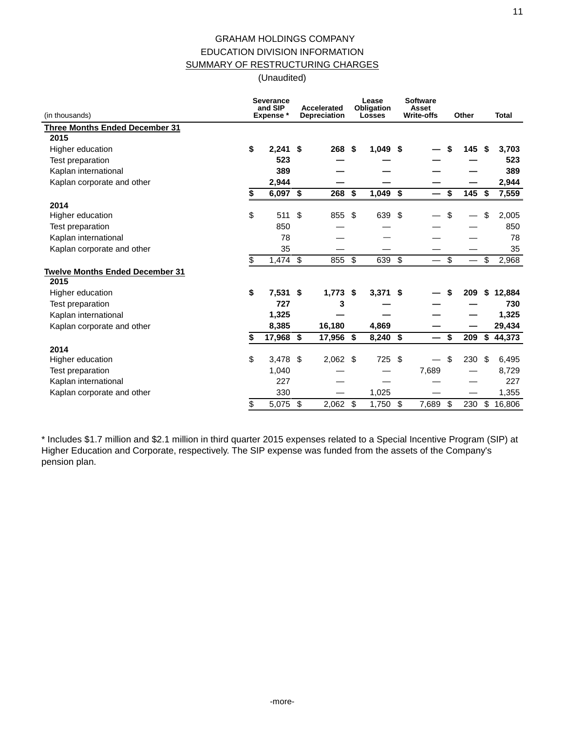GRAHAM HOLDINGS COMPANY

EDUCATION DIVISION INFORMATION

SUMMARY OF RESTRUCTURING CHARGES

(Unaudited)

| (in thousands) | Severance and SIP Expense * | Accelerated Depreciation | Lease Obligation Losses | Software Asset Write-offs | Other | Total |
|---|---|---|---|---|---|---|
| **Three Months Ended December 31** | | | | | | |
| **2015** | | | | | | |
| Higher education | **$ 2,241** | **$ 268** | **$ 1,049** | **$ —** | **$ 145** | **$ 3,703** |
| Test preparation | **523** | **—** | **—** | **—** | **—** | **523** |
| Kaplan international | **389** | **—** | **—** | **—** | **—** | **389** |
| Kaplan corporate and other | **2,944** | **—** | **—** | **—** | **—** | **2,944** |
| | **$ 6,097** | **$ 268** | **$ 1,049** | **$ —** | **$ 145** | **$ 7,559** |
| **2014** | | | | | | |
| Higher education | $ 511 | $ 855 | $ 639 | $ — | $ — | $ 2,005 |
| Test preparation | 850 | — | — | — | — | 850 |
| Kaplan international | 78 | — | — | — | — | 78 |
| Kaplan corporate and other | 35 | — | — | — | — | 35 |
| | $ 1,474 | $ 855 | $ 639 | $ — | $ — | $ 2,968 |
| **Twelve Months Ended December 31** | | | | | | |
| **2015** | | | | | | |
| Higher education | **$ 7,531** | **$ 1,773** | **$ 3,371** | **$ —** | **$ 209** | **$ 12,884** |
| Test preparation | **727** | **3** | **—** | **—** | **—** | **730** |
| Kaplan international | **1,325** | **—** | **—** | **—** | **—** | **1,325** |
| Kaplan corporate and other | **8,385** | **16,180** | **4,869** | **—** | **—** | **29,434** |
| | **$ 17,968** | **$ 17,956** | **$ 8,240** | **$ —** | **$ 209** | **$ 44,373** |
| **2014** | | | | | | |
| Higher education | $ 3,478 | $ 2,062 | $ 725 | $ — | $ 230 | $ 6,495 |
| Test preparation | 1,040 | — | — | 7,689 | — | 8,729 |
| Kaplan international | 227 | — | — | — | — | 227 |
| Kaplan corporate and other | 330 | — | 1,025 | — | — | 1,355 |
| | $ 5,075 | $ 2,062 | $ 1,750 | $ 7,689 | $ 230 | $ 16,806 |

* Includes $1.7 million and $2.1 million in third quarter 2015 expenses related to a Special Incentive Program (SIP) at Higher Education and Corporate, respectively. The SIP expense was funded from the assets of the Company's pension plan.

-more-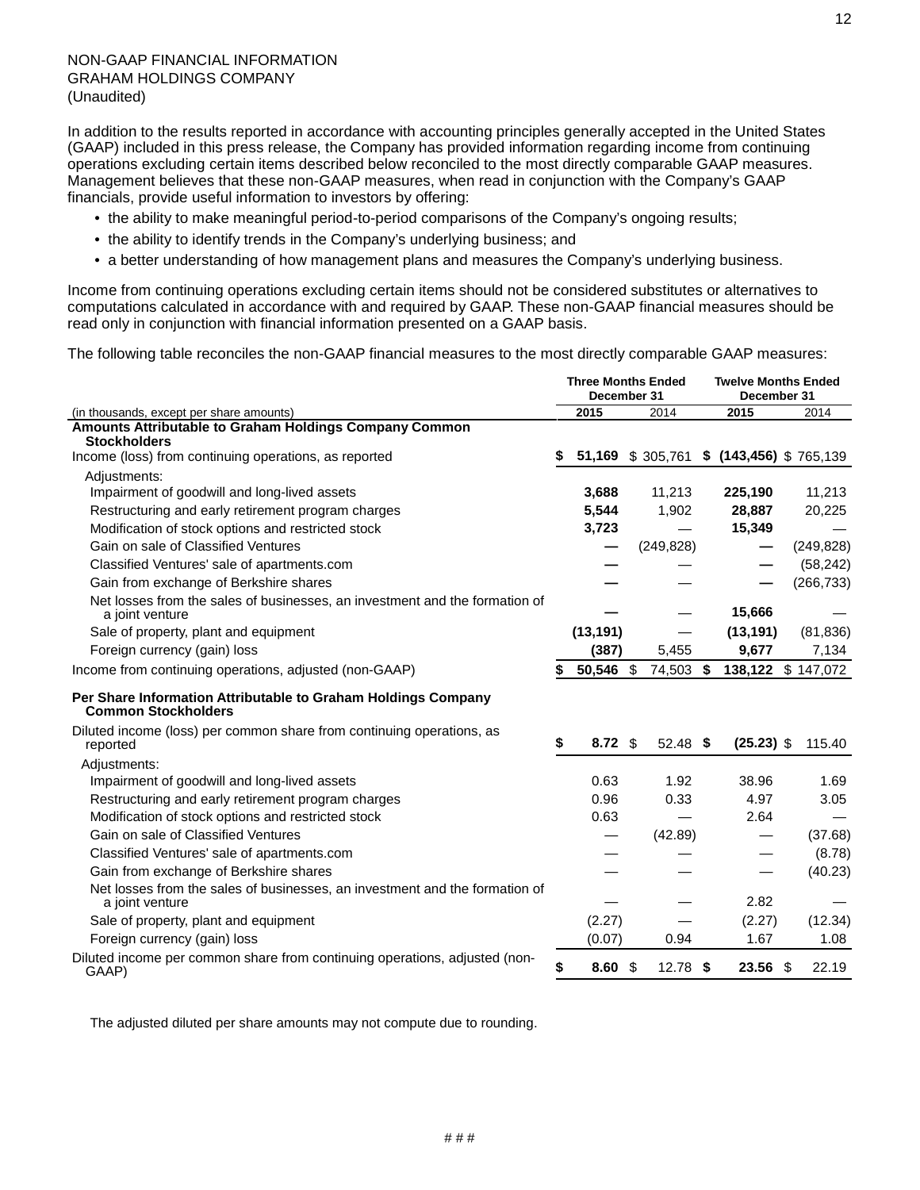NON-GAAP FINANCIAL INFORMATION
GRAHAM HOLDINGS COMPANY
(Unaudited)

In addition to the results reported in accordance with accounting principles generally accepted in the United States (GAAP) included in this press release, the Company has provided information regarding income from continuing operations excluding certain items described below reconciled to the most directly comparable GAAP measures. Management believes that these non-GAAP measures, when read in conjunction with the Company's GAAP financials, provide useful information to investors by offering:

- the ability to make meaningful period-to-period comparisons of the Company's ongoing results;
- the ability to identify trends in the Company's underlying business; and
- a better understanding of how management plans and measures the Company's underlying business.

Income from continuing operations excluding certain items should not be considered substitutes or alternatives to computations calculated in accordance with and required by GAAP. These non-GAAP financial measures should be read only in conjunction with financial information presented on a GAAP basis.

The following table reconciles the non-GAAP financial measures to the most directly comparable GAAP measures:

| | Three Months Ended December 31 | | Twelve Months Ended December 31 | |
|---|---|---|---|---|
| (in thousands, except per share amounts) | **2015** | 2014 | **2015** | 2014 |
| **Amounts Attributable to Graham Holdings Company Common Stockholders** | | | | |
| Income (loss) from continuing operations, as reported | **$ 51,169** | $ 305,761 | **$ (143,456)** | $ 765,139 |
| Adjustments: | | | | |
| Impairment of goodwill and long-lived assets | **3,688** | 11,213 | **225,190** | 11,213 |
| Restructuring and early retirement program charges | **5,544** | 1,902 | **28,887** | 20,225 |
| Modification of stock options and restricted stock | **3,723** | — | **15,349** | — |
| Gain on sale of Classified Ventures | **—** | (249,828) | **—** | (249,828) |
| Classified Ventures' sale of apartments.com | **—** | — | **—** | (58,242) |
| Gain from exchange of Berkshire shares | **—** | — | **—** | (266,733) |
| Net losses from the sales of businesses, an investment and the formation of a joint venture | **—** | — | **15,666** | — |
| Sale of property, plant and equipment | **(13,191)** | — | **(13,191)** | (81,836) |
| Foreign currency (gain) loss | **(387)** | 5,455 | **9,677** | 7,134 |
| Income from continuing operations, adjusted (non-GAAP) | **$ 50,546** | $ 74,503 | **$ 138,122** | $ 147,072 |
| **Per Share Information Attributable to Graham Holdings Company Common Stockholders** | | | | |
| Diluted income (loss) per common share from continuing operations, as reported | **$ 8.72** | $ 52.48 | **$ (25.23)** | $ 115.40 |
| Adjustments: | | | | |
| Impairment of goodwill and long-lived assets | 0.63 | 1.92 | 38.96 | 1.69 |
| Restructuring and early retirement program charges | 0.96 | 0.33 | 4.97 | 3.05 |
| Modification of stock options and restricted stock | 0.63 | — | 2.64 | — |
| Gain on sale of Classified Ventures | — | (42.89) | — | (37.68) |
| Classified Ventures' sale of apartments.com | — | — | — | (8.78) |
| Gain from exchange of Berkshire shares | — | — | — | (40.23) |
| Net losses from the sales of businesses, an investment and the formation of a joint venture | — | — | 2.82 | — |
| Sale of property, plant and equipment | (2.27) | — | (2.27) | (12.34) |
| Foreign currency (gain) loss | (0.07) | 0.94 | 1.67 | 1.08 |
| Diluted income per common share from continuing operations, adjusted (non-GAAP) | **$ 8.60** | $ 12.78 | **$ 23.56** | $ 22.19 |

The adjusted diluted per share amounts may not compute due to rounding.

# # #